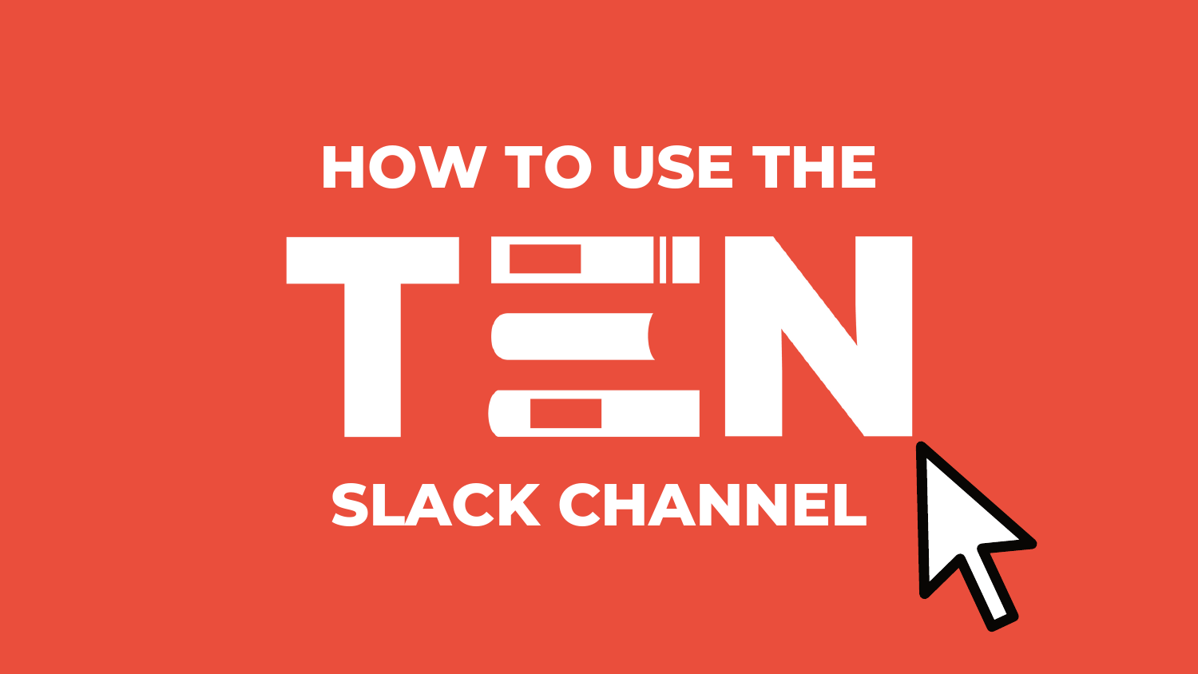# HOW TO USE THE TEN SLACK CHANNEL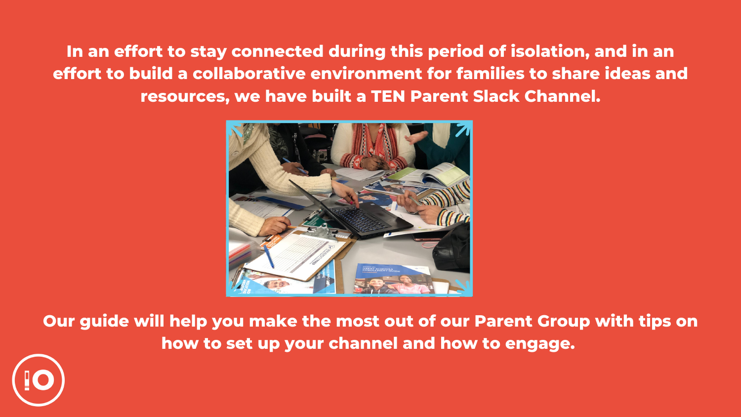**In an effort to stay connected during this period of isolation, and in an effort to build a collaborative environment for families to share ideas and resources, we have built a TEN Parent Slack Channel.**

**Our guide will help you make the most out of our Parent Group with tips on how to set up your channel and how to engage.**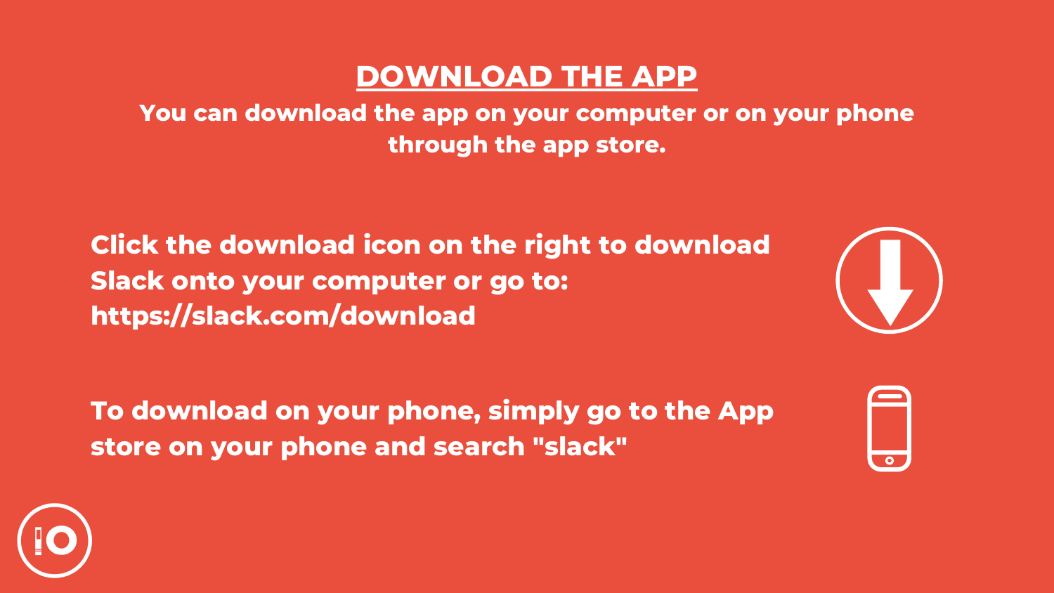# DOWNLOAD THE APP

**You can download the app on your computer or on your phone through the app store.**

**Click the download icon on the right to download Slack onto your computer or go to: https://slack.com/download**

**To download on your phone, simply go to the App store on your phone and search "slack"**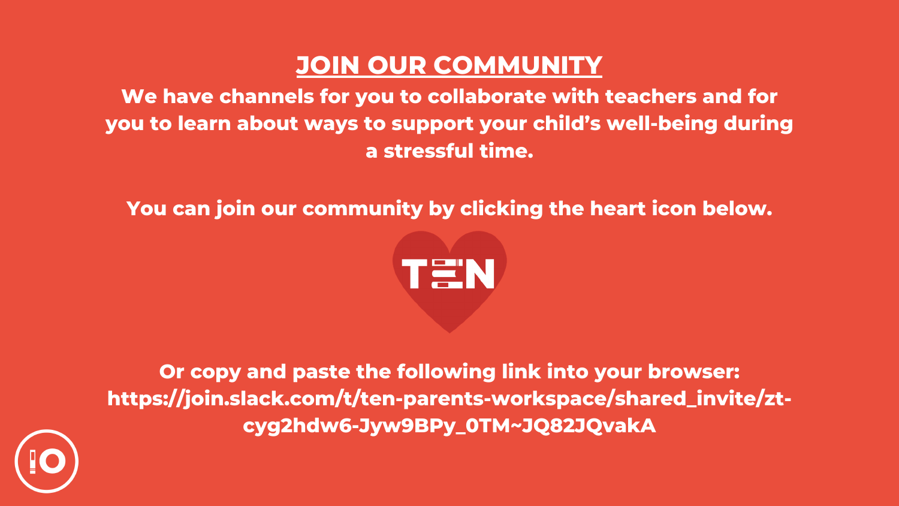# JOIN OUR COMMUNITY

**We have channels for you to collaborate with teachers and for you to learn about ways to support your child's well-being during a stressful time.**

**You can join our community by clicking the heart icon below.**

TEN

**Or copy and paste the following link into your browser:**
**https://join.slack.com/t/ten-parents-workspace/shared_invite/zt-cyg2hdw6-Jyw9BPy_0TM~JQ82JQvakA**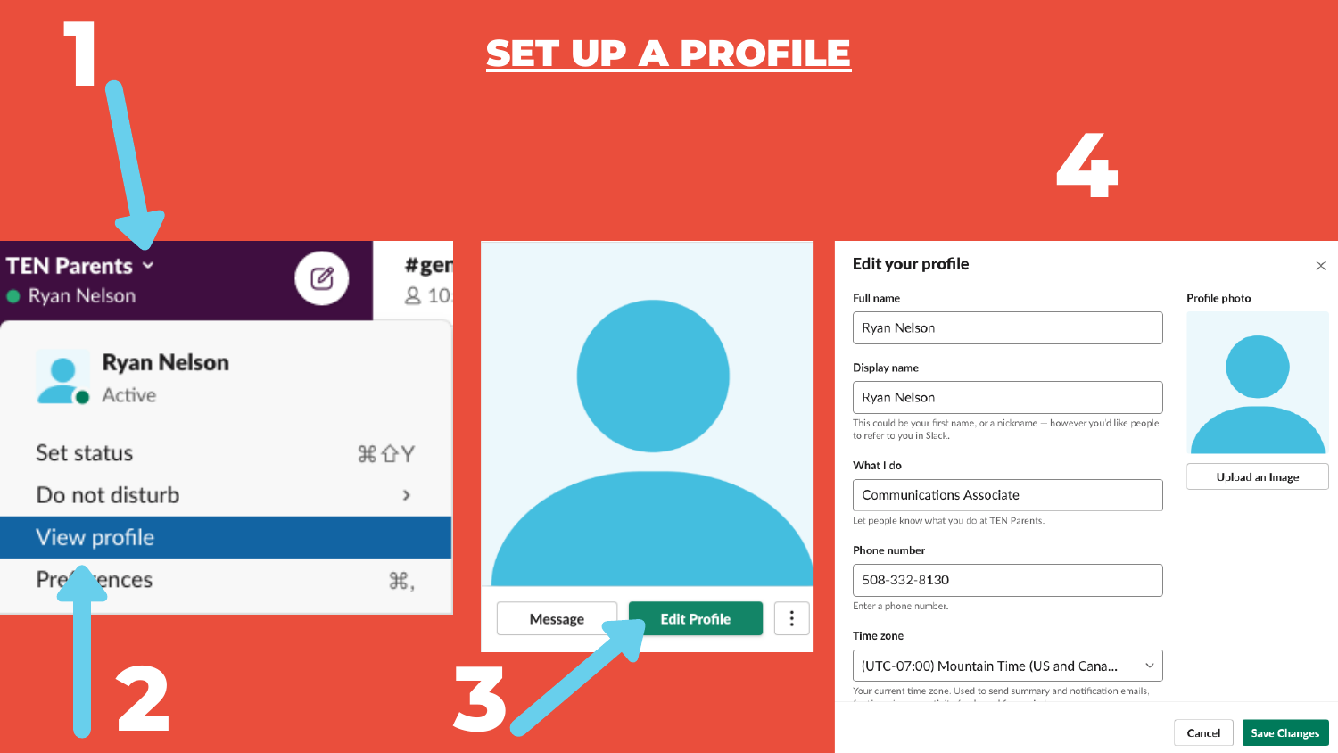# SET UP A PROFILE

1

TEN Parents

Ryan Nelson

Ryan Nelson

Active

Set status ⌘⇧Y

Do not disturb

View profile

Preferences ⌘,

2

#gen

Message

Edit Profile

3

4

**Edit your profile**

Full name

Ryan Nelson

Display name

Ryan Nelson

This could be your first name, or a nickname — however you'd like people to refer to you in Slack.

What I do

Communications Associate

Let people know what you do at TEN Parents.

Phone number

508-332-8130

Enter a phone number.

Time zone

(UTC-07:00) Mountain Time (US and Cana...

Your current time zone. Used to send summary and notification emails,

Profile photo

Upload an Image

Cancel

Save Changes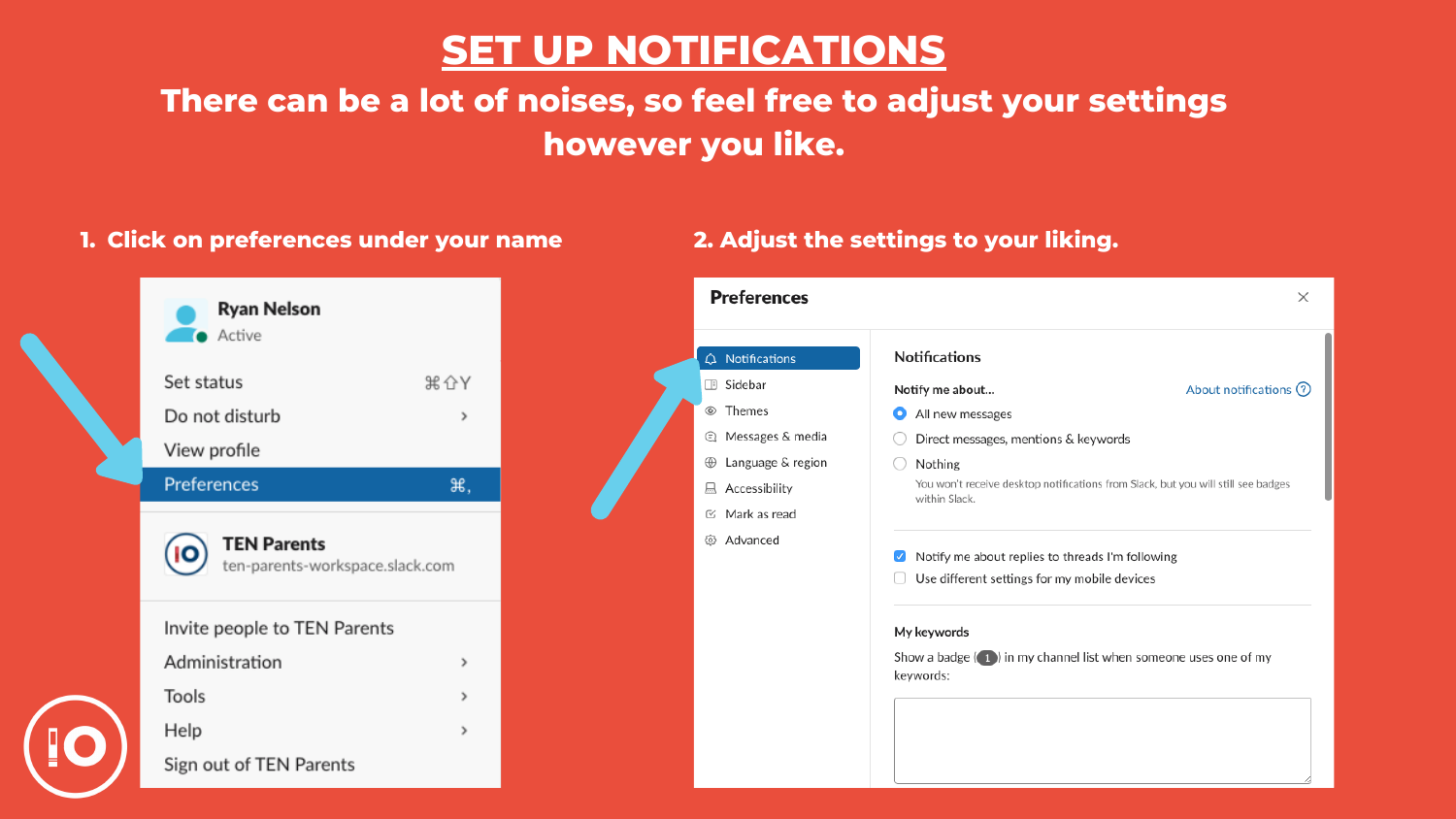# SET UP NOTIFICATIONS

**There can be a lot of noises, so feel free to adjust your settings however you like.**

1. **Click on preferences under your name**

Ryan Nelson
Active

Set status ⌘⇧Y
Do not disturb ›
View profile
Preferences ⌘,

TEN Parents
ten-parents-workspace.slack.com

Invite people to TEN Parents
Administration ›
Tools ›
Help ›
Sign out of TEN Parents

2. **Adjust the settings to your liking.**

Preferences

- Notifications
- Sidebar
- Themes
- Messages & media
- Language & region
- Accessibility
- Mark as read
- Advanced

Notifications

Notify me about... About notifications

- All new messages
- Direct messages, mentions & keywords
- Nothing

You won't receive desktop notifications from Slack, but you will still see badges within Slack.

- Notify me about replies to threads I'm following
- Use different settings for my mobile devices

My keywords

Show a badge (1) in my channel list when someone uses one of my keywords: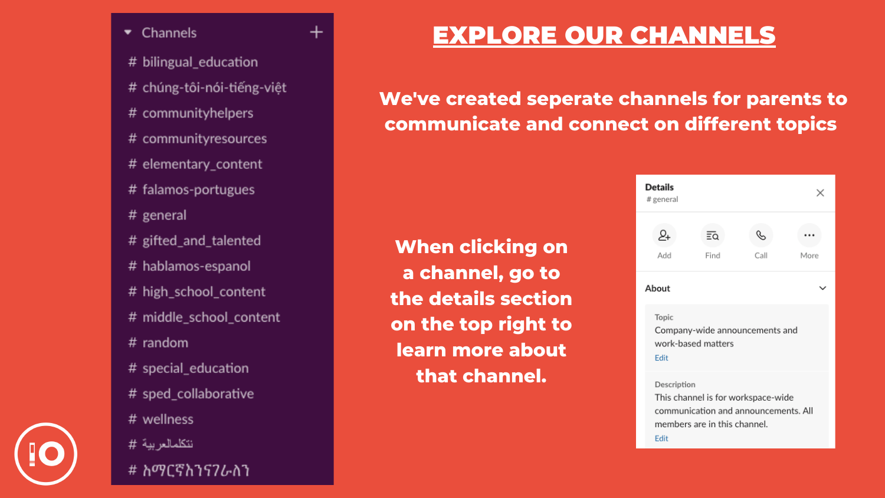# EXPLORE OUR CHANNELS

**We've created seperate channels for parents to communicate and connect on different topics**

Channels

- # bilingual_education
- # chúng-tôi-nói-tiếng-việt
- # communityhelpers
- # communityresources
- # elementary_content
- # falamos-portugues
- # general
- # gifted_and_talented
- # hablamos-espanol
- # high_school_content
- # middle_school_content
- # random
- # special_education
- # sped_collaborative
- # wellness
- # نتكلمالعربية
- # እማርኛእንናገራለን

**When clicking on a channel, go to the details section on the top right to learn more about that channel.**

Details
# general

Add | Find | Call | More

About

Topic
Company-wide announcements and work-based matters
Edit

Description
This channel is for workspace-wide communication and announcements. All members are in this channel.
Edit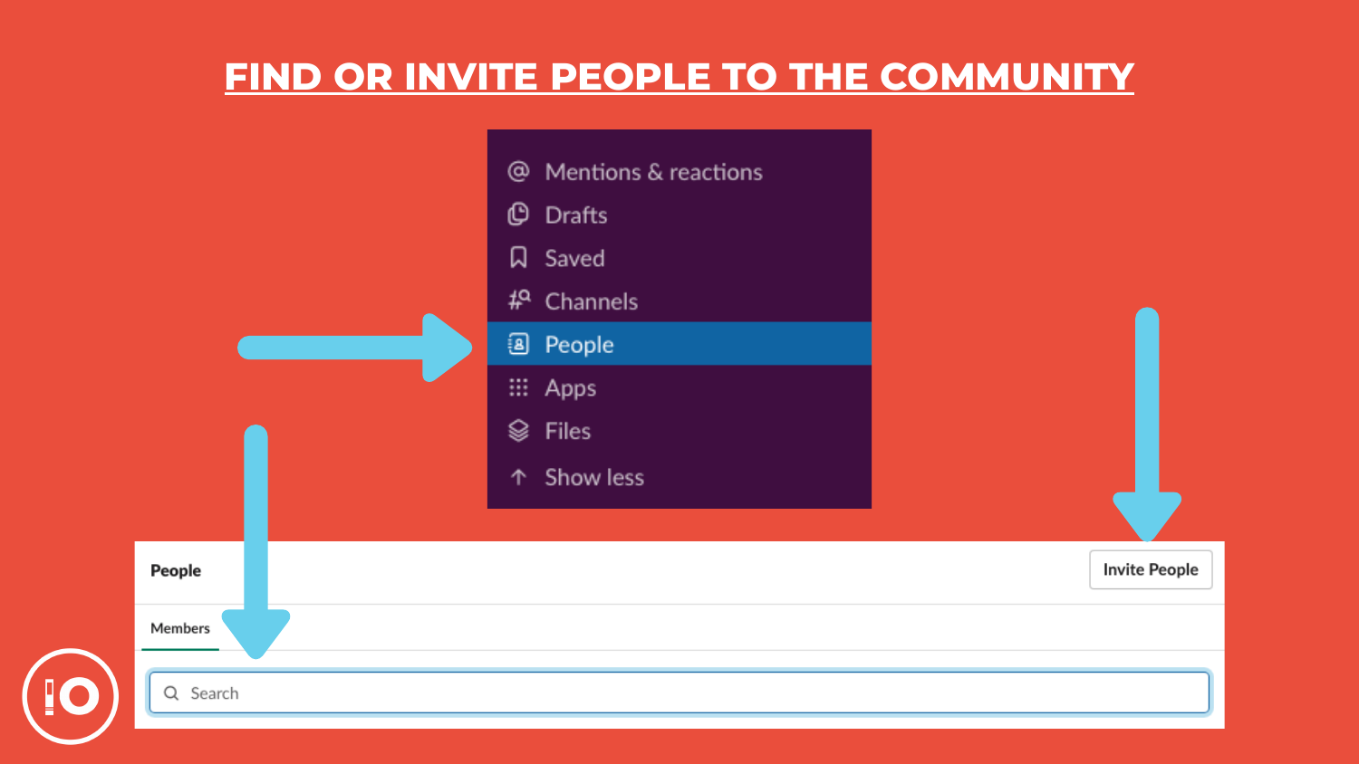# FIND OR INVITE PEOPLE TO THE COMMUNITY

- Mentions & reactions
- Drafts
- Saved
- Channels
- People
- Apps
- Files
- Show less

People

Invite People

Members

Search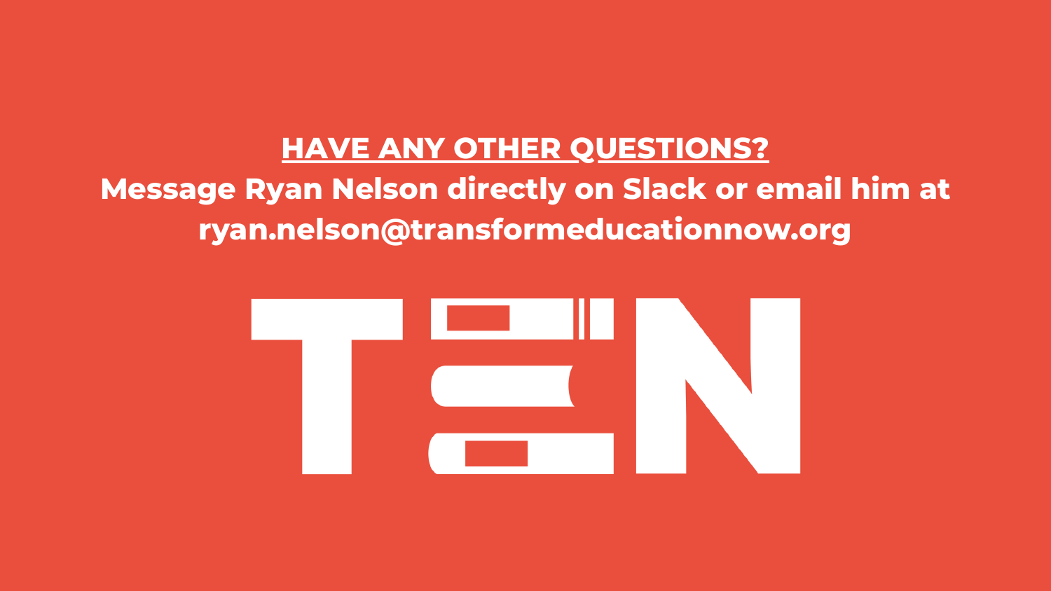**HAVE ANY OTHER QUESTIONS?**

**Message Ryan Nelson directly on Slack or email him at ryan.nelson@transformeducationnow.org**

TEN